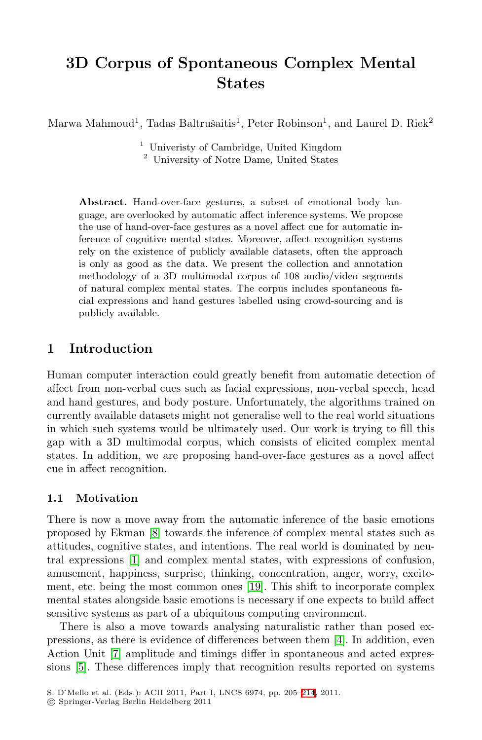# 3D Corpus of Spontaneous Complex Mental States

Marwa Mahmoud[1], Tadas Baltrušaitis[1], Peter Robinson[1], and Laurel D. Riek[2]

[1] Univeristy of Cambridge, United Kingdom
[2] University of Notre Dame, United States

**Abstract.** Hand-over-face gestures, a subset of emotional body language, are overlooked by automatic affect inference systems. We propose the use of hand-over-face gestures as a novel affect cue for automatic inference of cognitive mental states. Moreover, affect recognition systems rely on the existence of publicly available datasets, often the approach is only as good as the data. We present the collection and annotation methodology of a 3D multimodal corpus of 108 audio/video segments of natural complex mental states. The corpus includes spontaneous facial expressions and hand gestures labelled using crowd-sourcing and is publicly available.

## 1 Introduction

Human computer interaction could greatly benefit from automatic detection of affect from non-verbal cues such as facial expressions, non-verbal speech, head and hand gestures, and body posture. Unfortunately, the algorithms trained on currently available datasets might not generalise well to the real world situations in which such systems would be ultimately used. Our work is trying to fill this gap with a 3D multimodal corpus, which consists of elicited complex mental states. In addition, we are proposing hand-over-face gestures as a novel affect cue in affect recognition.

### 1.1 Motivation

There is now a move away from the automatic inference of the basic emotions proposed by Ekman [8] towards the inference of complex mental states such as attitudes, cognitive states, and intentions. The real world is dominated by neutral expressions [1] and complex mental states, with expressions of confusion, amusement, happiness, surprise, thinking, concentration, anger, worry, excitement, etc. being the most common ones [19]. This shift to incorporate complex mental states alongside basic emotions is necessary if one expects to build affect sensitive systems as part of a ubiquitous computing environment.

There is also a move towards analysing naturalistic rather than posed expressions, as there is evidence of differences between them [4]. In addition, even Action Unit [7] amplitude and timings differ in spontaneous and acted expressions [5]. These differences imply that recognition results reported on systems

S. D´Mello et al. (Eds.): ACII 2011, Part I, LNCS 6974, pp. 205–214, 2011.
© Springer-Verlag Berlin Heidelberg 2011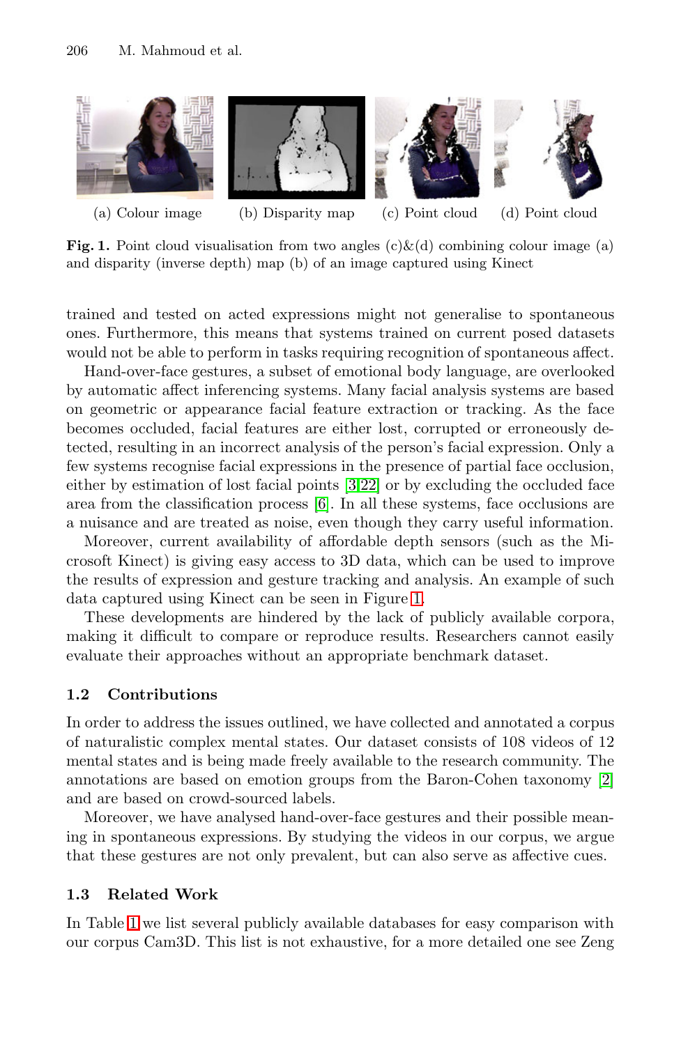(a) Colour image (b) Disparity map (c) Point cloud (d) Point cloud

**Fig. 1.** Point cloud visualisation from two angles (c)&(d) combining colour image (a) and disparity (inverse depth) map (b) of an image captured using Kinect

trained and tested on acted expressions might not generalise to spontaneous ones. Furthermore, this means that systems trained on current posed datasets would not be able to perform in tasks requiring recognition of spontaneous affect.

Hand-over-face gestures, a subset of emotional body language, are overlooked by automatic affect inferencing systems. Many facial analysis systems are based on geometric or appearance facial feature extraction or tracking. As the face becomes occluded, facial features are either lost, corrupted or erroneously detected, resulting in an incorrect analysis of the person's facial expression. Only a few systems recognise facial expressions in the presence of partial face occlusion, either by estimation of lost facial points [3,22] or by excluding the occluded face area from the classification process [6]. In all these systems, face occlusions are a nuisance and are treated as noise, even though they carry useful information.

Moreover, current availability of affordable depth sensors (such as the Microsoft Kinect) is giving easy access to 3D data, which can be used to improve the results of expression and gesture tracking and analysis. An example of such data captured using Kinect can be seen in Figure 1.

These developments are hindered by the lack of publicly available corpora, making it difficult to compare or reproduce results. Researchers cannot easily evaluate their approaches without an appropriate benchmark dataset.

### 1.2 Contributions

In order to address the issues outlined, we have collected and annotated a corpus of naturalistic complex mental states. Our dataset consists of 108 videos of 12 mental states and is being made freely available to the research community. The annotations are based on emotion groups from the Baron-Cohen taxonomy [2] and are based on crowd-sourced labels.

Moreover, we have analysed hand-over-face gestures and their possible meaning in spontaneous expressions. By studying the videos in our corpus, we argue that these gestures are not only prevalent, but can also serve as affective cues.

### 1.3 Related Work

In Table 1 we list several publicly available databases for easy comparison with our corpus Cam3D. This list is not exhaustive, for a more detailed one see Zeng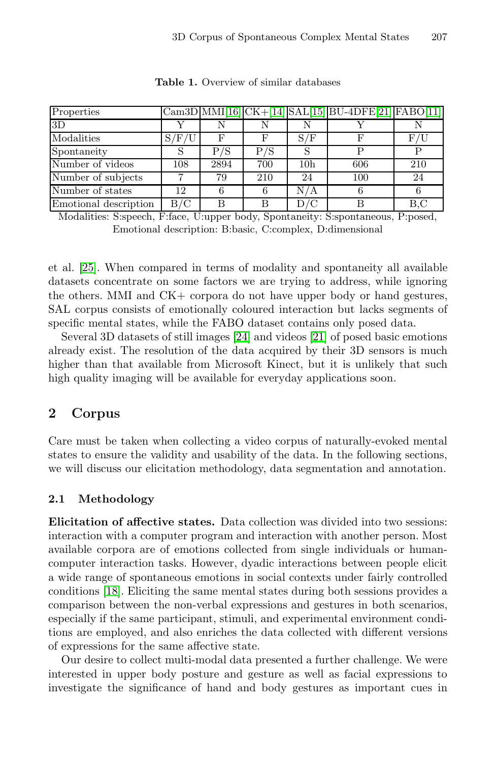**Table 1.** Overview of similar databases

| Properties | Cam3D | MMI[16] | CK+[14] | SAL[15] | BU-4DFE[21] | FABO[11] |
|---|---|---|---|---|---|---|
| 3D | Y | N | N | N | Y | N |
| Modalities | S/F/U | F | F | S/F | F | F/U |
| Spontaneity | S | P/S | P/S | S | P | P |
| Number of videos | 108 | 2894 | 700 | 10h | 606 | 210 |
| Number of subjects | 7 | 79 | 210 | 24 | 100 | 24 |
| Number of states | 12 | 6 | 6 | N/A | 6 | 6 |
| Emotional description | B/C | B | B | D/C | B | B,C |

Modalities: S:speech, F:face, U:upper body, Spontaneity: S:spontaneous, P:posed, Emotional description: B:basic, C:complex, D:dimensional

et al. [25]. When compared in terms of modality and spontaneity all available datasets concentrate on some factors we are trying to address, while ignoring the others. MMI and CK+ corpora do not have upper body or hand gestures, SAL corpus consists of emotionally coloured interaction but lacks segments of specific mental states, while the FABO dataset contains only posed data.

Several 3D datasets of still images [24] and videos [21] of posed basic emotions already exist. The resolution of the data acquired by their 3D sensors is much higher than that available from Microsoft Kinect, but it is unlikely that such high quality imaging will be available for everyday applications soon.

## 2 Corpus

Care must be taken when collecting a video corpus of naturally-evoked mental states to ensure the validity and usability of the data. In the following sections, we will discuss our elicitation methodology, data segmentation and annotation.

### 2.1 Methodology

**Elicitation of affective states.** Data collection was divided into two sessions: interaction with a computer program and interaction with another person. Most available corpora are of emotions collected from single individuals or human-computer interaction tasks. However, dyadic interactions between people elicit a wide range of spontaneous emotions in social contexts under fairly controlled conditions [18]. Eliciting the same mental states during both sessions provides a comparison between the non-verbal expressions and gestures in both scenarios, especially if the same participant, stimuli, and experimental environment conditions are employed, and also enriches the data collected with different versions of expressions for the same affective state.

Our desire to collect multi-modal data presented a further challenge. We were interested in upper body posture and gesture as well as facial expressions to investigate the significance of hand and body gestures as important cues in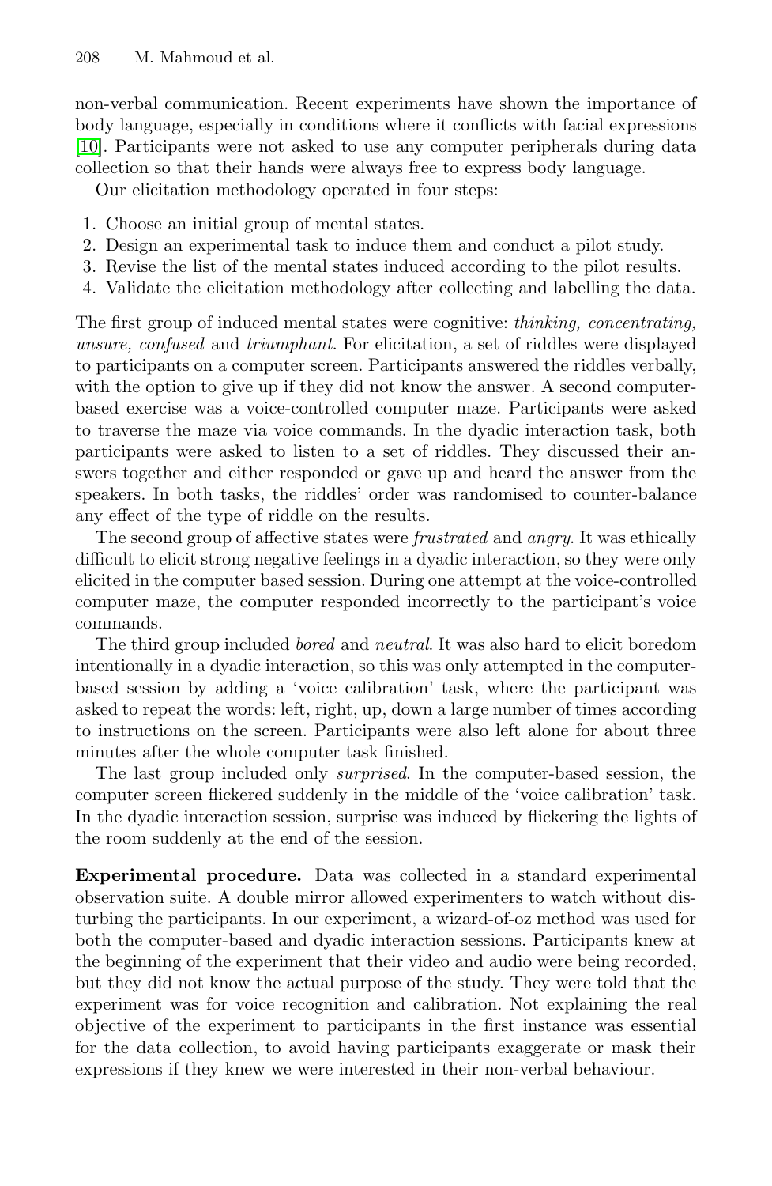non-verbal communication. Recent experiments have shown the importance of body language, especially in conditions where it conflicts with facial expressions [10]. Participants were not asked to use any computer peripherals during data collection so that their hands were always free to express body language.

Our elicitation methodology operated in four steps:

1. Choose an initial group of mental states.
2. Design an experimental task to induce them and conduct a pilot study.
3. Revise the list of the mental states induced according to the pilot results.
4. Validate the elicitation methodology after collecting and labelling the data.

The first group of induced mental states were cognitive: *thinking, concentrating, unsure, confused* and *triumphant*. For elicitation, a set of riddles were displayed to participants on a computer screen. Participants answered the riddles verbally, with the option to give up if they did not know the answer. A second computer-based exercise was a voice-controlled computer maze. Participants were asked to traverse the maze via voice commands. In the dyadic interaction task, both participants were asked to listen to a set of riddles. They discussed their answers together and either responded or gave up and heard the answer from the speakers. In both tasks, the riddles' order was randomised to counter-balance any effect of the type of riddle on the results.

The second group of affective states were *frustrated* and *angry*. It was ethically difficult to elicit strong negative feelings in a dyadic interaction, so they were only elicited in the computer based session. During one attempt at the voice-controlled computer maze, the computer responded incorrectly to the participant's voice commands.

The third group included *bored* and *neutral*. It was also hard to elicit boredom intentionally in a dyadic interaction, so this was only attempted in the computer-based session by adding a 'voice calibration' task, where the participant was asked to repeat the words: left, right, up, down a large number of times according to instructions on the screen. Participants were also left alone for about three minutes after the whole computer task finished.

The last group included only *surprised*. In the computer-based session, the computer screen flickered suddenly in the middle of the 'voice calibration' task. In the dyadic interaction session, surprise was induced by flickering the lights of the room suddenly at the end of the session.

**Experimental procedure.** Data was collected in a standard experimental observation suite. A double mirror allowed experimenters to watch without disturbing the participants. In our experiment, a wizard-of-oz method was used for both the computer-based and dyadic interaction sessions. Participants knew at the beginning of the experiment that their video and audio were being recorded, but they did not know the actual purpose of the study. They were told that the experiment was for voice recognition and calibration. Not explaining the real objective of the experiment to participants in the first instance was essential for the data collection, to avoid having participants exaggerate or mask their expressions if they knew we were interested in their non-verbal behaviour.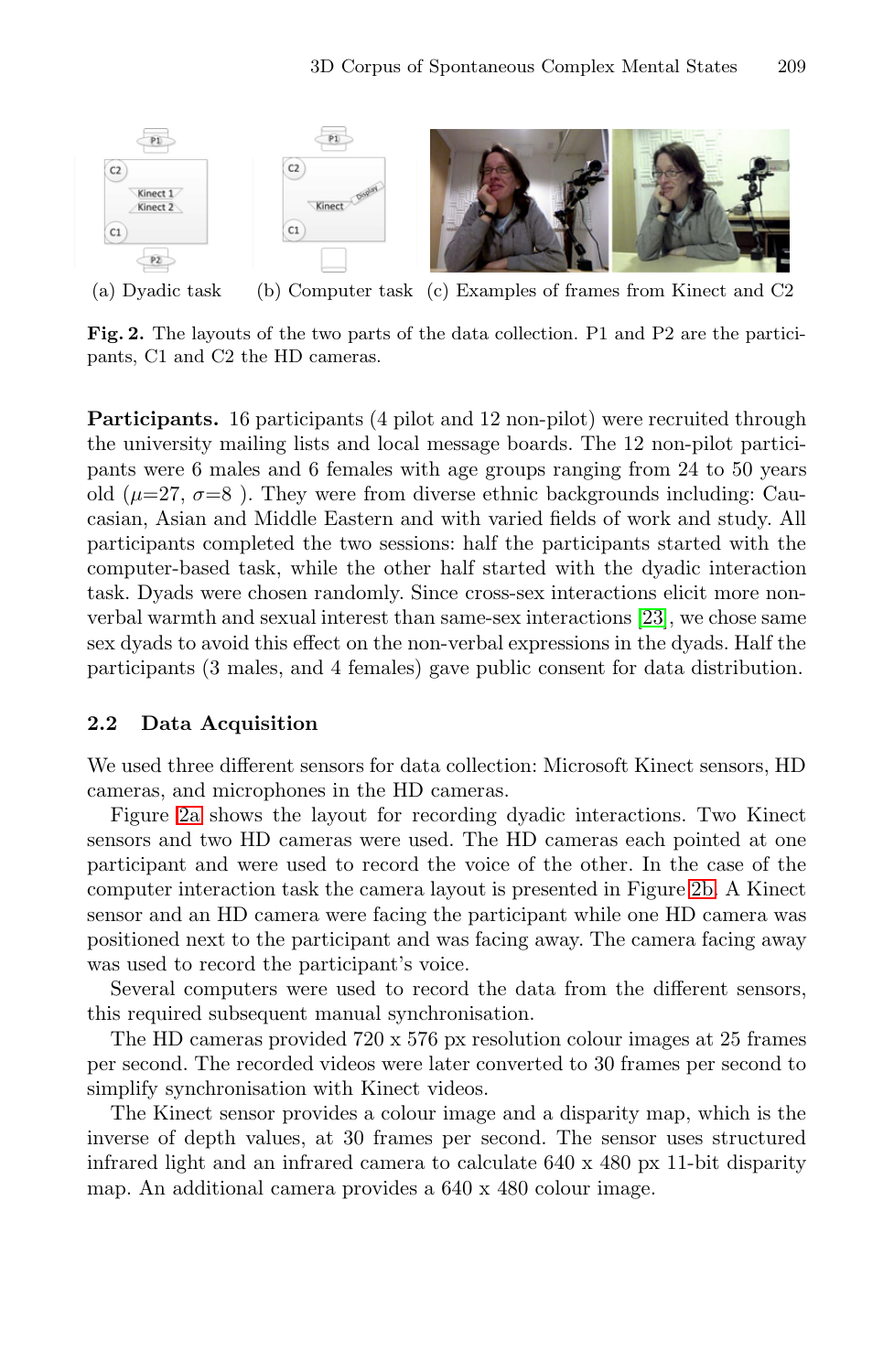(a) Dyadic task (b) Computer task (c) Examples of frames from Kinect and C2

**Fig. 2.** The layouts of the two parts of the data collection. P1 and P2 are the participants, C1 and C2 the HD cameras.

**Participants.** 16 participants (4 pilot and 12 non-pilot) were recruited through the university mailing lists and local message boards. The 12 non-pilot participants were 6 males and 6 females with age groups ranging from 24 to 50 years old ($\mu$=27, $\sigma$=8 ). They were from diverse ethnic backgrounds including: Caucasian, Asian and Middle Eastern and with varied fields of work and study. All participants completed the two sessions: half the participants started with the computer-based task, while the other half started with the dyadic interaction task. Dyads were chosen randomly. Since cross-sex interactions elicit more non-verbal warmth and sexual interest than same-sex interactions [23], we chose same sex dyads to avoid this effect on the non-verbal expressions in the dyads. Half the participants (3 males, and 4 females) gave public consent for data distribution.

## 2.2 Data Acquisition

We used three different sensors for data collection: Microsoft Kinect sensors, HD cameras, and microphones in the HD cameras.

Figure 2a shows the layout for recording dyadic interactions. Two Kinect sensors and two HD cameras were used. The HD cameras each pointed at one participant and were used to record the voice of the other. In the case of the computer interaction task the camera layout is presented in Figure 2b. A Kinect sensor and an HD camera were facing the participant while one HD camera was positioned next to the participant and was facing away. The camera facing away was used to record the participant's voice.

Several computers were used to record the data from the different sensors, this required subsequent manual synchronisation.

The HD cameras provided 720 x 576 px resolution colour images at 25 frames per second. The recorded videos were later converted to 30 frames per second to simplify synchronisation with Kinect videos.

The Kinect sensor provides a colour image and a disparity map, which is the inverse of depth values, at 30 frames per second. The sensor uses structured infrared light and an infrared camera to calculate 640 x 480 px 11-bit disparity map. An additional camera provides a 640 x 480 colour image.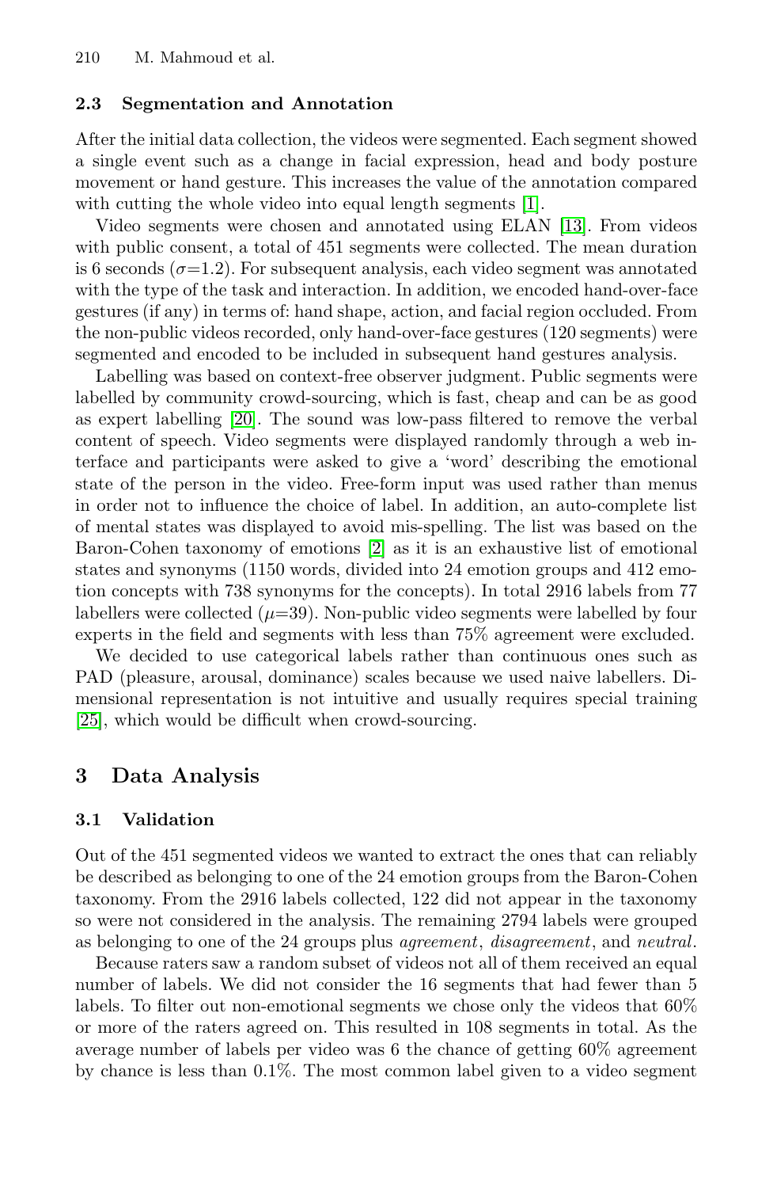### 2.3 Segmentation and Annotation

After the initial data collection, the videos were segmented. Each segment showed a single event such as a change in facial expression, head and body posture movement or hand gesture. This increases the value of the annotation compared with cutting the whole video into equal length segments [1].

Video segments were chosen and annotated using ELAN [13]. From videos with public consent, a total of 451 segments were collected. The mean duration is 6 seconds ($\sigma$=1.2). For subsequent analysis, each video segment was annotated with the type of the task and interaction. In addition, we encoded hand-over-face gestures (if any) in terms of: hand shape, action, and facial region occluded. From the non-public videos recorded, only hand-over-face gestures (120 segments) were segmented and encoded to be included in subsequent hand gestures analysis.

Labelling was based on context-free observer judgment. Public segments were labelled by community crowd-sourcing, which is fast, cheap and can be as good as expert labelling [20]. The sound was low-pass filtered to remove the verbal content of speech. Video segments were displayed randomly through a web interface and participants were asked to give a 'word' describing the emotional state of the person in the video. Free-form input was used rather than menus in order not to influence the choice of label. In addition, an auto-complete list of mental states was displayed to avoid mis-spelling. The list was based on the Baron-Cohen taxonomy of emotions [2] as it is an exhaustive list of emotional states and synonyms (1150 words, divided into 24 emotion groups and 412 emotion concepts with 738 synonyms for the concepts). In total 2916 labels from 77 labellers were collected ($\mu$=39). Non-public video segments were labelled by four experts in the field and segments with less than 75% agreement were excluded.

We decided to use categorical labels rather than continuous ones such as PAD (pleasure, arousal, dominance) scales because we used naive labellers. Dimensional representation is not intuitive and usually requires special training [25], which would be difficult when crowd-sourcing.

## 3 Data Analysis

### 3.1 Validation

Out of the 451 segmented videos we wanted to extract the ones that can reliably be described as belonging to one of the 24 emotion groups from the Baron-Cohen taxonomy. From the 2916 labels collected, 122 did not appear in the taxonomy so were not considered in the analysis. The remaining 2794 labels were grouped as belonging to one of the 24 groups plus *agreement*, *disagreement*, and *neutral*.

Because raters saw a random subset of videos not all of them received an equal number of labels. We did not consider the 16 segments that had fewer than 5 labels. To filter out non-emotional segments we chose only the videos that 60% or more of the raters agreed on. This resulted in 108 segments in total. As the average number of labels per video was 6 the chance of getting 60% agreement by chance is less than 0.1%. The most common label given to a video segment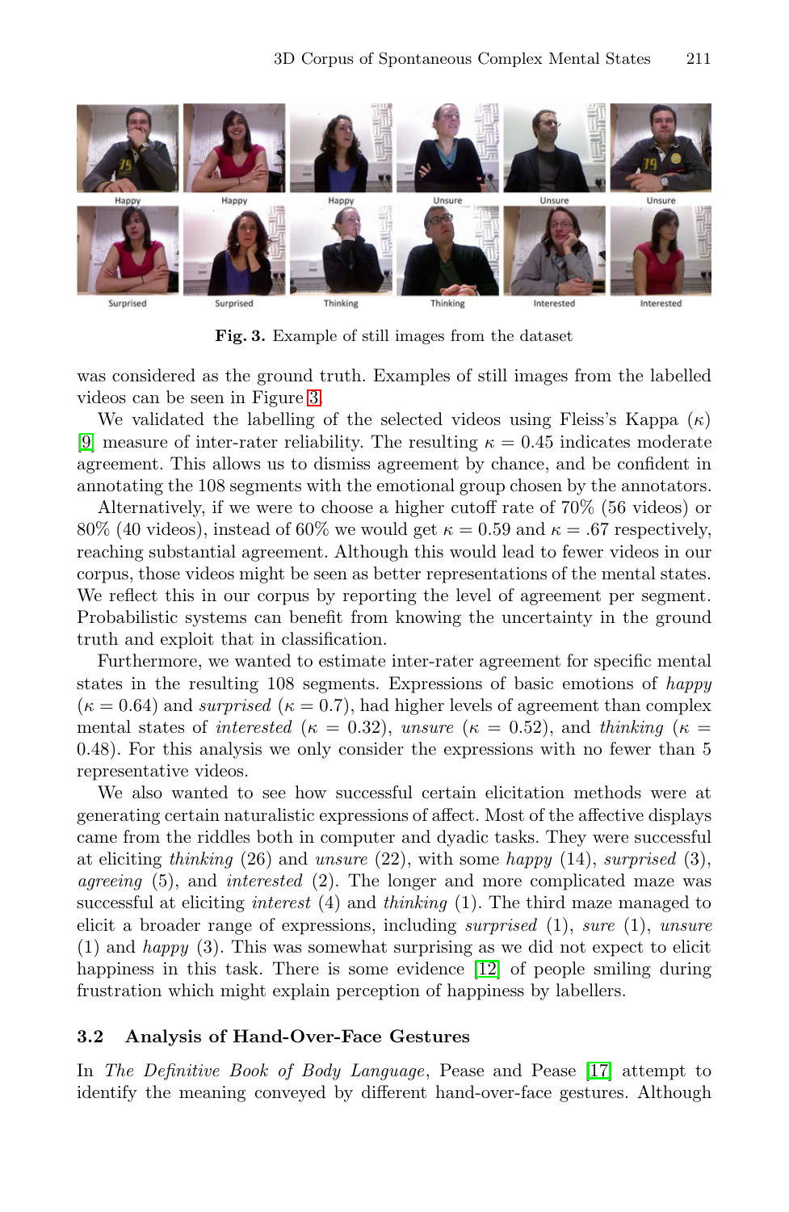Fig. 3. Example of still images from the dataset

was considered as the ground truth. Examples of still images from the labelled videos can be seen in Figure 3.

We validated the labelling of the selected videos using Fleiss's Kappa ($\kappa$) [9] measure of inter-rater reliability. The resulting $\kappa = 0.45$ indicates moderate agreement. This allows us to dismiss agreement by chance, and be confident in annotating the 108 segments with the emotional group chosen by the annotators.

Alternatively, if we were to choose a higher cutoff rate of 70% (56 videos) or 80% (40 videos), instead of 60% we would get $\kappa = 0.59$ and $\kappa = .67$ respectively, reaching substantial agreement. Although this would lead to fewer videos in our corpus, those videos might be seen as better representations of the mental states. We reflect this in our corpus by reporting the level of agreement per segment. Probabilistic systems can benefit from knowing the uncertainty in the ground truth and exploit that in classification.

Furthermore, we wanted to estimate inter-rater agreement for specific mental states in the resulting 108 segments. Expressions of basic emotions of *happy* ($\kappa = 0.64$) and *surprised* ($\kappa = 0.7$), had higher levels of agreement than complex mental states of *interested* ($\kappa = 0.32$), *unsure* ($\kappa = 0.52$), and *thinking* ($\kappa = 0.48$). For this analysis we only consider the expressions with no fewer than 5 representative videos.

We also wanted to see how successful certain elicitation methods were at generating certain naturalistic expressions of affect. Most of the affective displays came from the riddles both in computer and dyadic tasks. They were successful at eliciting *thinking* (26) and *unsure* (22), with some *happy* (14), *surprised* (3), *agreeing* (5), and *interested* (2). The longer and more complicated maze was successful at eliciting *interest* (4) and *thinking* (1). The third maze managed to elicit a broader range of expressions, including *surprised* (1), *sure* (1), *unsure* (1) and *happy* (3). This was somewhat surprising as we did not expect to elicit happiness in this task. There is some evidence [12] of people smiling during frustration which might explain perception of happiness by labellers.

### 3.2 Analysis of Hand-Over-Face Gestures

In *The Definitive Book of Body Language*, Pease and Pease [17] attempt to identify the meaning conveyed by different hand-over-face gestures. Although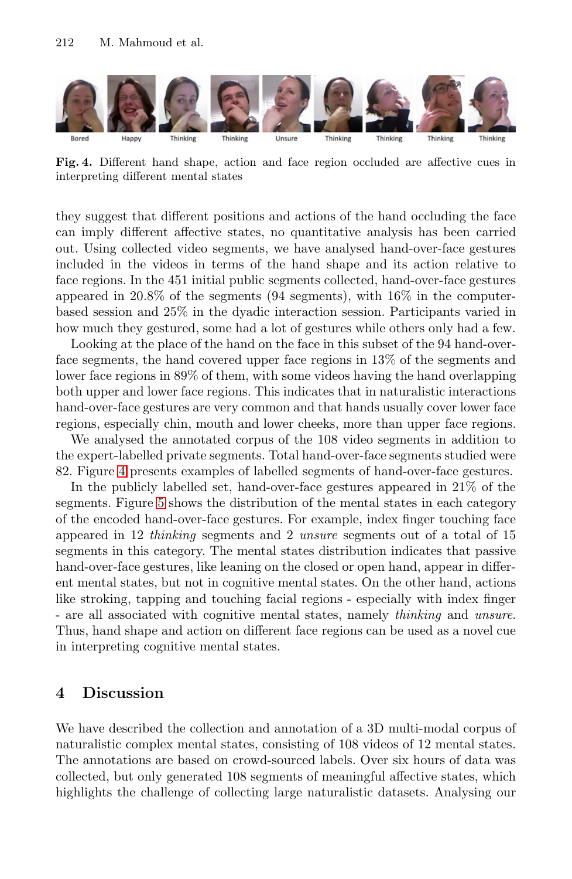Bored Happy Thinking Thinking Unsure Thinking Thinking Thinking Thinking

**Fig. 4.** Different hand shape, action and face region occluded are affective cues in interpreting different mental states

they suggest that different positions and actions of the hand occluding the face can imply different affective states, no quantitative analysis has been carried out. Using collected video segments, we have analysed hand-over-face gestures included in the videos in terms of the hand shape and its action relative to face regions. In the 451 initial public segments collected, hand-over-face gestures appeared in 20.8% of the segments (94 segments), with 16% in the computer-based session and 25% in the dyadic interaction session. Participants varied in how much they gestured, some had a lot of gestures while others only had a few.

Looking at the place of the hand on the face in this subset of the 94 hand-over-face segments, the hand covered upper face regions in 13% of the segments and lower face regions in 89% of them, with some videos having the hand overlapping both upper and lower face regions. This indicates that in naturalistic interactions hand-over-face gestures are very common and that hands usually cover lower face regions, especially chin, mouth and lower cheeks, more than upper face regions.

We analysed the annotated corpus of the 108 video segments in addition to the expert-labelled private segments. Total hand-over-face segments studied were 82. Figure 4 presents examples of labelled segments of hand-over-face gestures.

In the publicly labelled set, hand-over-face gestures appeared in 21% of the segments. Figure 5 shows the distribution of the mental states in each category of the encoded hand-over-face gestures. For example, index finger touching face appeared in 12 *thinking* segments and 2 *unsure* segments out of a total of 15 segments in this category. The mental states distribution indicates that passive hand-over-face gestures, like leaning on the closed or open hand, appear in different mental states, but not in cognitive mental states. On the other hand, actions like stroking, tapping and touching facial regions - especially with index finger - are all associated with cognitive mental states, namely *thinking* and *unsure*. Thus, hand shape and action on different face regions can be used as a novel cue in interpreting cognitive mental states.

## 4 Discussion

We have described the collection and annotation of a 3D multi-modal corpus of naturalistic complex mental states, consisting of 108 videos of 12 mental states. The annotations are based on crowd-sourced labels. Over six hours of data was collected, but only generated 108 segments of meaningful affective states, which highlights the challenge of collecting large naturalistic datasets. Analysing our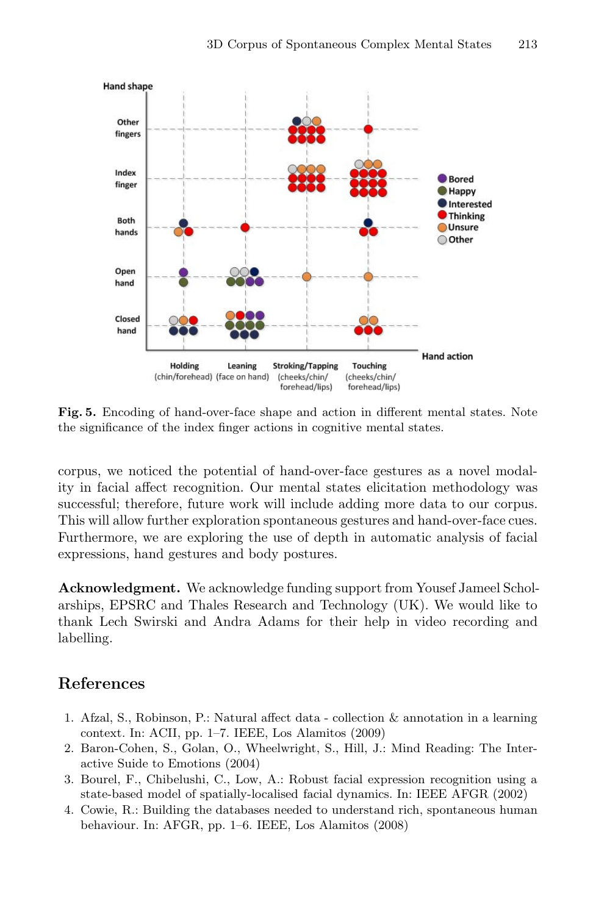**Fig. 5.** Encoding of hand-over-face shape and action in different mental states. Note the significance of the index finger actions in cognitive mental states.

corpus, we noticed the potential of hand-over-face gestures as a novel modality in facial affect recognition. Our mental states elicitation methodology was successful; therefore, future work will include adding more data to our corpus. This will allow further exploration spontaneous gestures and hand-over-face cues. Furthermore, we are exploring the use of depth in automatic analysis of facial expressions, hand gestures and body postures.

**Acknowledgment.** We acknowledge funding support from Yousef Jameel Scholarships, EPSRC and Thales Research and Technology (UK). We would like to thank Lech Swirski and Andra Adams for their help in video recording and labelling.

## References

1. Afzal, S., Robinson, P.: Natural affect data - collection & annotation in a learning context. In: ACII, pp. 1–7. IEEE, Los Alamitos (2009)
2. Baron-Cohen, S., Golan, O., Wheelwright, S., Hill, J.: Mind Reading: The Interactive Suide to Emotions (2004)
3. Bourel, F., Chibelushi, C., Low, A.: Robust facial expression recognition using a state-based model of spatially-localised facial dynamics. In: IEEE AFGR (2002)
4. Cowie, R.: Building the databases needed to understand rich, spontaneous human behaviour. In: AFGR, pp. 1–6. IEEE, Los Alamitos (2008)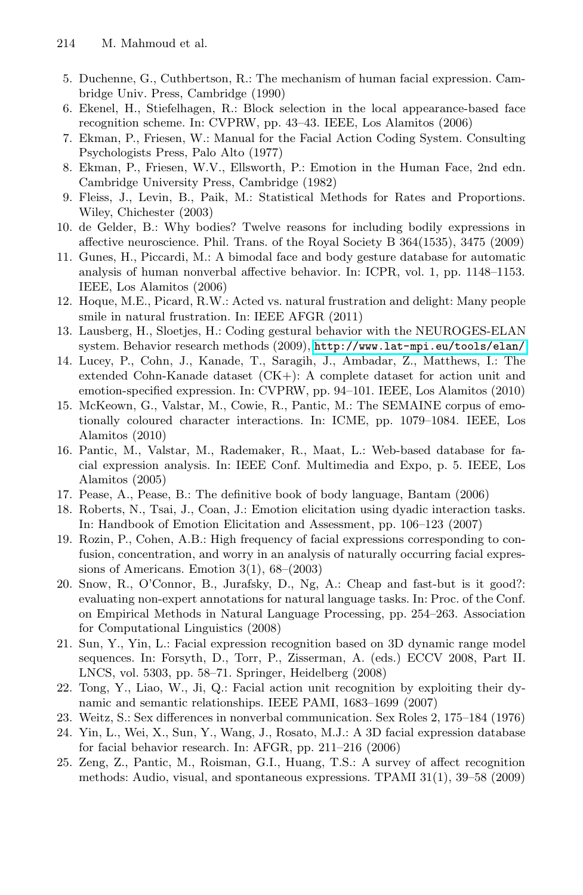5. Duchenne, G., Cuthbertson, R.: The mechanism of human facial expression. Cambridge Univ. Press, Cambridge (1990)
6. Ekenel, H., Stiefelhagen, R.: Block selection in the local appearance-based face recognition scheme. In: CVPRW, pp. 43–43. IEEE, Los Alamitos (2006)
7. Ekman, P., Friesen, W.: Manual for the Facial Action Coding System. Consulting Psychologists Press, Palo Alto (1977)
8. Ekman, P., Friesen, W.V., Ellsworth, P.: Emotion in the Human Face, 2nd edn. Cambridge University Press, Cambridge (1982)
9. Fleiss, J., Levin, B., Paik, M.: Statistical Methods for Rates and Proportions. Wiley, Chichester (2003)
10. de Gelder, B.: Why bodies? Twelve reasons for including bodily expressions in affective neuroscience. Phil. Trans. of the Royal Society B 364(1535), 3475 (2009)
11. Gunes, H., Piccardi, M.: A bimodal face and body gesture database for automatic analysis of human nonverbal affective behavior. In: ICPR, vol. 1, pp. 1148–1153. IEEE, Los Alamitos (2006)
12. Hoque, M.E., Picard, R.W.: Acted vs. natural frustration and delight: Many people smile in natural frustration. In: IEEE AFGR (2011)
13. Lausberg, H., Sloetjes, H.: Coding gestural behavior with the NEUROGES-ELAN system. Behavior research methods (2009), http://www.lat-mpi.eu/tools/elan/
14. Lucey, P., Cohn, J., Kanade, T., Saragih, J., Ambadar, Z., Matthews, I.: The extended Cohn-Kanade dataset (CK+): A complete dataset for action unit and emotion-specified expression. In: CVPRW, pp. 94–101. IEEE, Los Alamitos (2010)
15. McKeown, G., Valstar, M., Cowie, R., Pantic, M.: The SEMAINE corpus of emotionally coloured character interactions. In: ICME, pp. 1079–1084. IEEE, Los Alamitos (2010)
16. Pantic, M., Valstar, M., Rademaker, R., Maat, L.: Web-based database for facial expression analysis. In: IEEE Conf. Multimedia and Expo, p. 5. IEEE, Los Alamitos (2005)
17. Pease, A., Pease, B.: The definitive book of body language, Bantam (2006)
18. Roberts, N., Tsai, J., Coan, J.: Emotion elicitation using dyadic interaction tasks. In: Handbook of Emotion Elicitation and Assessment, pp. 106–123 (2007)
19. Rozin, P., Cohen, A.B.: High frequency of facial expressions corresponding to confusion, concentration, and worry in an analysis of naturally occurring facial expressions of Americans. Emotion 3(1), 68–(2003)
20. Snow, R., O'Connor, B., Jurafsky, D., Ng, A.: Cheap and fast-but is it good?: evaluating non-expert annotations for natural language tasks. In: Proc. of the Conf. on Empirical Methods in Natural Language Processing, pp. 254–263. Association for Computational Linguistics (2008)
21. Sun, Y., Yin, L.: Facial expression recognition based on 3D dynamic range model sequences. In: Forsyth, D., Torr, P., Zisserman, A. (eds.) ECCV 2008, Part II. LNCS, vol. 5303, pp. 58–71. Springer, Heidelberg (2008)
22. Tong, Y., Liao, W., Ji, Q.: Facial action unit recognition by exploiting their dynamic and semantic relationships. IEEE PAMI, 1683–1699 (2007)
23. Weitz, S.: Sex differences in nonverbal communication. Sex Roles 2, 175–184 (1976)
24. Yin, L., Wei, X., Sun, Y., Wang, J., Rosato, M.J.: A 3D facial expression database for facial behavior research. In: AFGR, pp. 211–216 (2006)
25. Zeng, Z., Pantic, M., Roisman, G.I., Huang, T.S.: A survey of affect recognition methods: Audio, visual, and spontaneous expressions. TPAMI 31(1), 39–58 (2009)